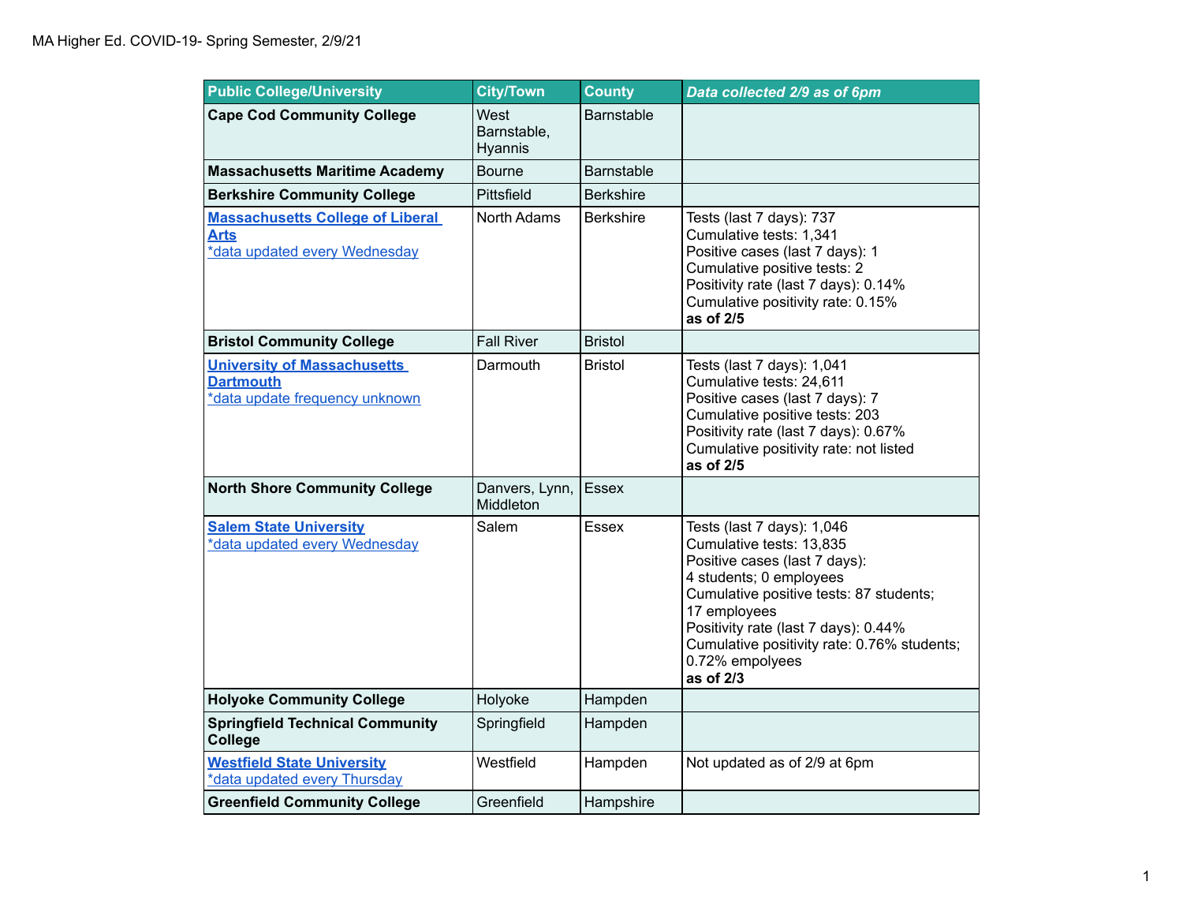MA Higher Ed. COVID-19- Spring Semester, 2/9/21

| Public College/University | City/Town | County | *Data collected 2/9 as of 6pm* |
|---|---|---|---|
| **Cape Cod Community College** | West Barnstable, Hyannis | Barnstable | |
| **Massachusetts Maritime Academy** | Bourne | Barnstable | |
| **Berkshire Community College** | Pittsfield | Berkshire | |
| **Massachusetts College of Liberal Arts**<br>*data updated every Wednesday | North Adams | Berkshire | Tests (last 7 days): 737<br>Cumulative tests: 1,341<br>Positive cases (last 7 days): 1<br>Cumulative positive tests: 2<br>Positivity rate (last 7 days): 0.14%<br>Cumulative positivity rate: 0.15%<br>**as of 2/5** |
| **Bristol Community College** | Fall River | Bristol | |
| **University of Massachusetts Dartmouth**<br>*data update frequency unknown | Darmouth | Bristol | Tests (last 7 days): 1,041<br>Cumulative tests: 24,611<br>Positive cases (last 7 days): 7<br>Cumulative positive tests: 203<br>Positivity rate (last 7 days): 0.67%<br>Cumulative positivity rate: not listed<br>**as of 2/5** |
| **North Shore Community College** | Danvers, Lynn, Middleton | Essex | |
| **Salem State University**<br>*data updated every Wednesday | Salem | Essex | Tests (last 7 days): 1,046<br>Cumulative tests: 13,835<br>Positive cases (last 7 days):<br>4 students; 0 employees<br>Cumulative positive tests: 87 students; 17 employees<br>Positivity rate (last 7 days): 0.44%<br>Cumulative positivity rate: 0.76% students; 0.72% empolyees<br>**as of 2/3** |
| **Holyoke Community College** | Holyoke | Hampden | |
| **Springfield Technical Community College** | Springfield | Hampden | |
| **Westfield State University**<br>*data updated every Thursday | Westfield | Hampden | Not updated as of 2/9 at 6pm |
| **Greenfield Community College** | Greenfield | Hampshire | |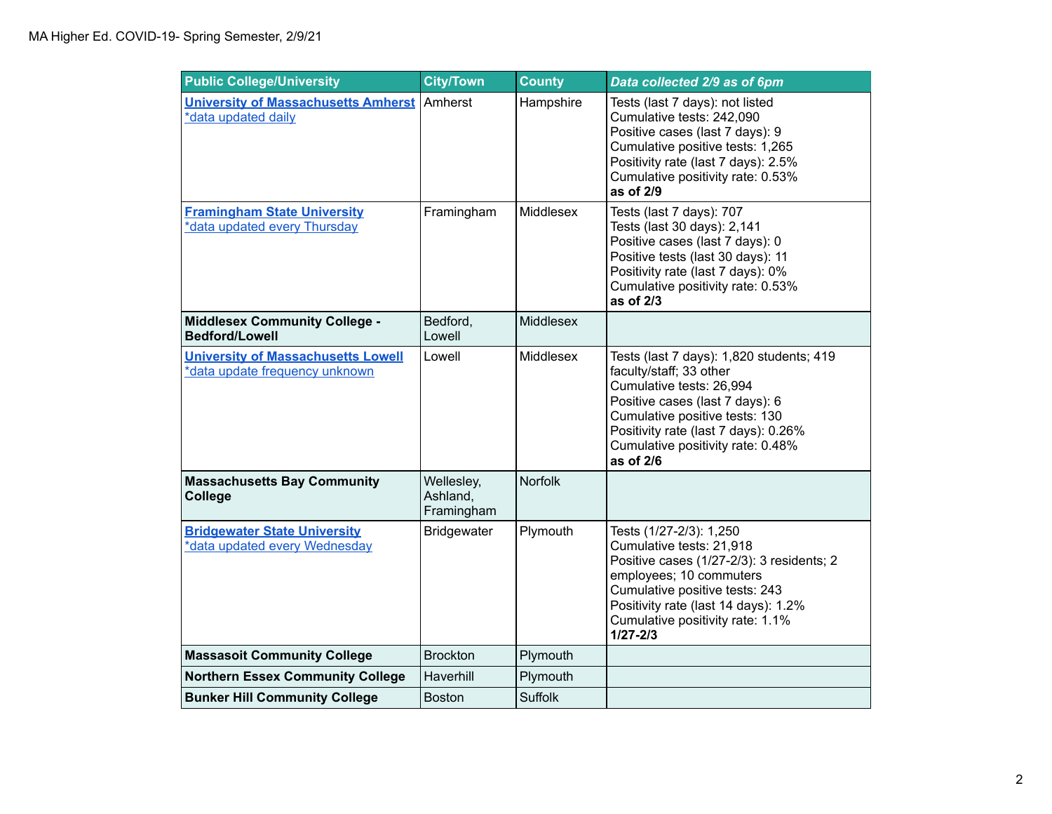MA Higher Ed. COVID-19- Spring Semester, 2/9/21

| Public College/University | City/Town | County | *Data collected 2/9 as of 6pm* |
|---|---|---|---|
| **University of Massachusetts Amherst** *data updated daily | Amherst | Hampshire | Tests (last 7 days): not listed<br>Cumulative tests: 242,090<br>Positive cases (last 7 days): 9<br>Cumulative positive tests: 1,265<br>Positivity rate (last 7 days): 2.5%<br>Cumulative positivity rate: 0.53%<br>**as of 2/9** |
| **Framingham State University** *data updated every Thursday | Framingham | Middlesex | Tests (last 7 days): 707<br>Tests (last 30 days): 2,141<br>Positive cases (last 7 days): 0<br>Positive tests (last 30 days): 11<br>Positivity rate (last 7 days): 0%<br>Cumulative positivity rate: 0.53%<br>**as of 2/3** |
| **Middlesex Community College - Bedford/Lowell** | Bedford, Lowell | Middlesex | |
| **University of Massachusetts Lowell** *data update frequency unknown | Lowell | Middlesex | Tests (last 7 days): 1,820 students; 419 faculty/staff; 33 other<br>Cumulative tests: 26,994<br>Positive cases (last 7 days): 6<br>Cumulative positive tests: 130<br>Positivity rate (last 7 days): 0.26%<br>Cumulative positivity rate: 0.48%<br>**as of 2/6** |
| **Massachusetts Bay Community College** | Wellesley, Ashland, Framingham | Norfolk | |
| **Bridgewater State University** *data updated every Wednesday | Bridgewater | Plymouth | Tests (1/27-2/3): 1,250<br>Cumulative tests: 21,918<br>Positive cases (1/27-2/3): 3 residents; 2 employees; 10 commuters<br>Cumulative positive tests: 243<br>Positivity rate (last 14 days): 1.2%<br>Cumulative positivity rate: 1.1%<br>**1/27-2/3** |
| **Massasoit Community College** | Brockton | Plymouth | |
| **Northern Essex Community College** | Haverhill | Plymouth | |
| **Bunker Hill Community College** | Boston | Suffolk | |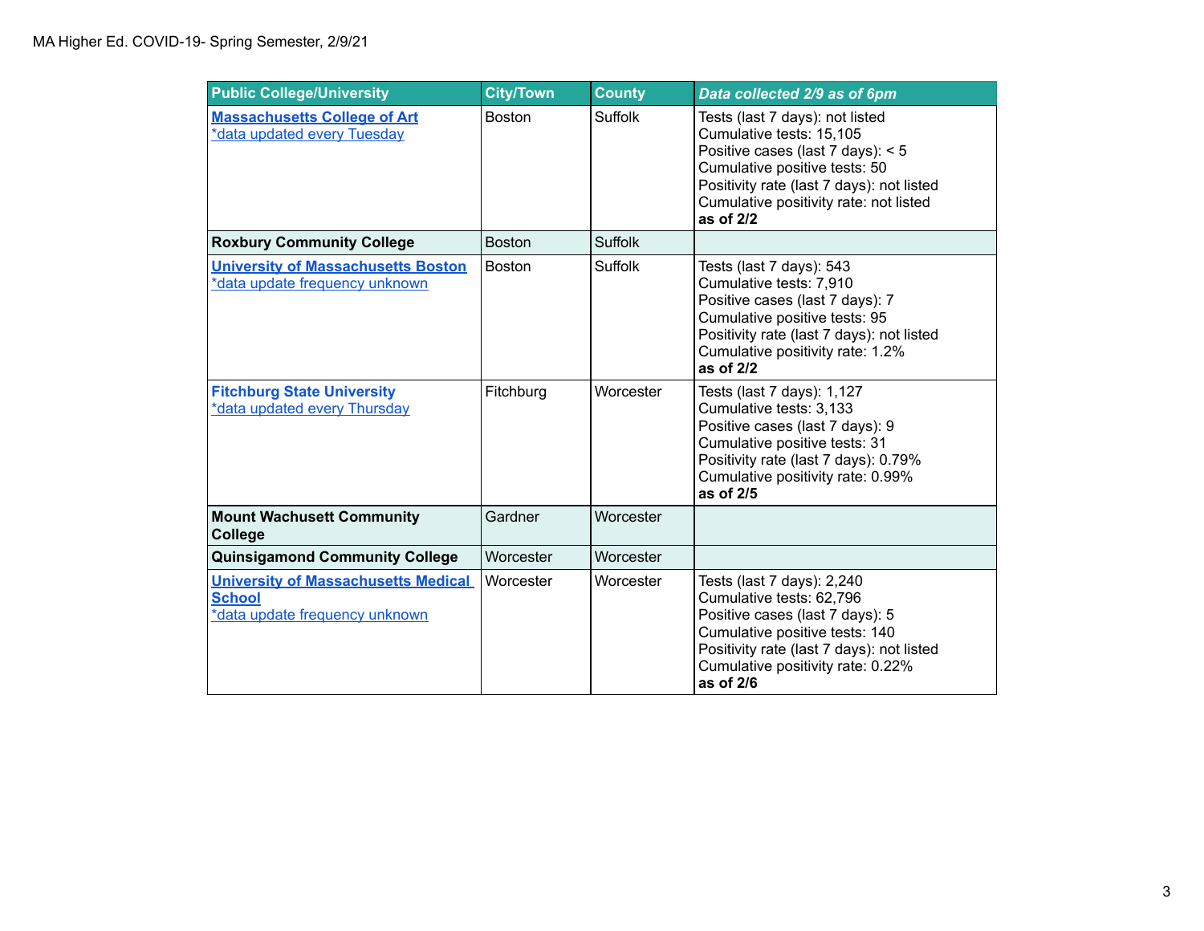MA Higher Ed. COVID-19- Spring Semester, 2/9/21

| Public College/University | City/Town | County | *Data collected 2/9 as of 6pm* |
|---|---|---|---|
| **Massachusetts College of Art**<br>*data updated every Tuesday | Boston | Suffolk | Tests (last 7 days): not listed<br>Cumulative tests: 15,105<br>Positive cases (last 7 days): < 5<br>Cumulative positive tests: 50<br>Positivity rate (last 7 days): not listed<br>Cumulative positivity rate: not listed<br>**as of 2/2** |
| **Roxbury Community College** | Boston | Suffolk | |
| **University of Massachusetts Boston**<br>*data update frequency unknown | Boston | Suffolk | Tests (last 7 days): 543<br>Cumulative tests: 7,910<br>Positive cases (last 7 days): 7<br>Cumulative positive tests: 95<br>Positivity rate (last 7 days): not listed<br>Cumulative positivity rate: 1.2%<br>**as of 2/2** |
| **Fitchburg State University**<br>*data updated every Thursday | Fitchburg | Worcester | Tests (last 7 days): 1,127<br>Cumulative tests: 3,133<br>Positive cases (last 7 days): 9<br>Cumulative positive tests: 31<br>Positivity rate (last 7 days): 0.79%<br>Cumulative positivity rate: 0.99%<br>**as of 2/5** |
| **Mount Wachusett Community College** | Gardner | Worcester | |
| **Quinsigamond Community College** | Worcester | Worcester | |
| **University of Massachusetts Medical School**<br>*data update frequency unknown | Worcester | Worcester | Tests (last 7 days): 2,240<br>Cumulative tests: 62,796<br>Positive cases (last 7 days): 5<br>Cumulative positive tests: 140<br>Positivity rate (last 7 days): not listed<br>Cumulative positivity rate: 0.22%<br>**as of 2/6** |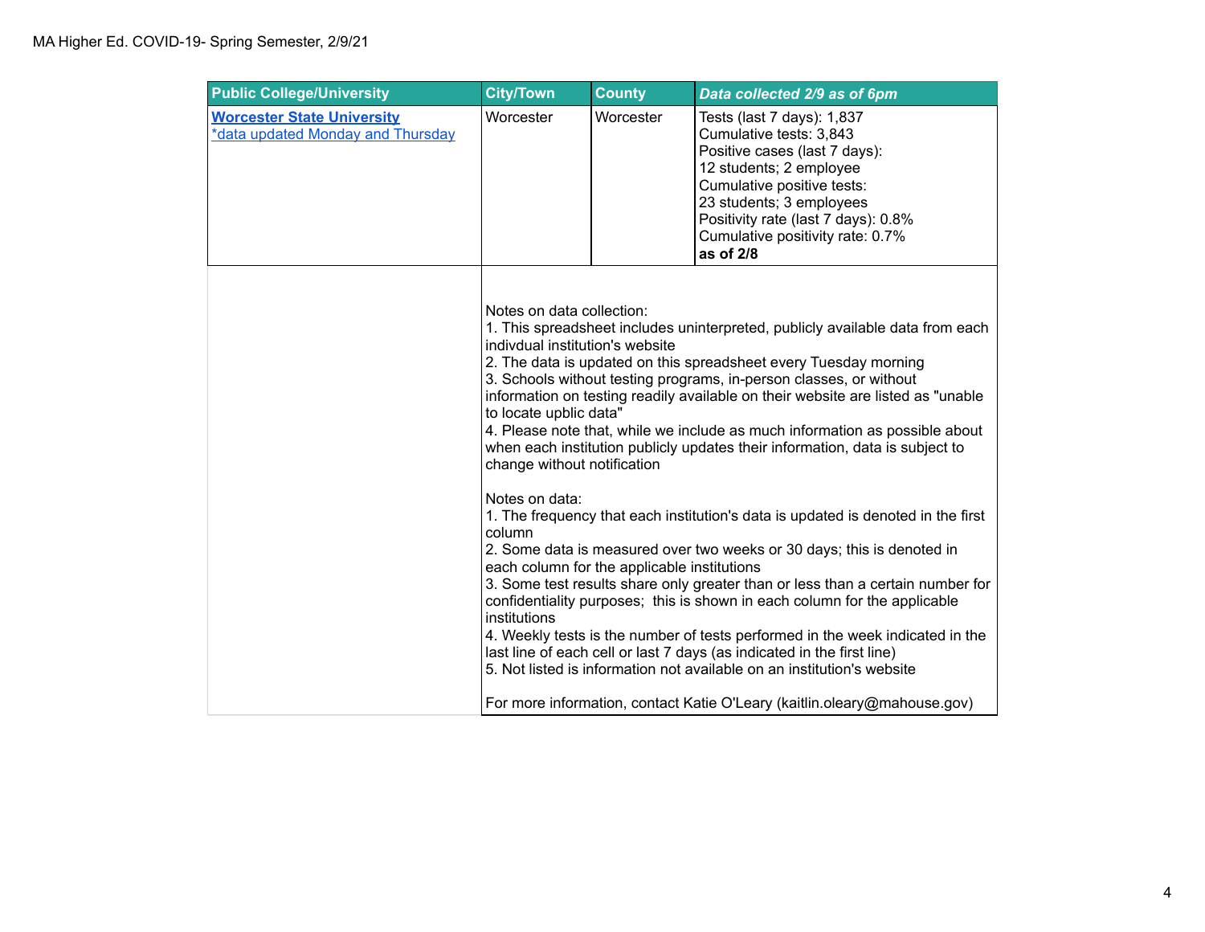| Public College/University | City/Town | County | *Data collected 2/9 as of 6pm* |
|---|---|---|---|
| **Worcester State University**<br>*data updated Monday and Thursday | Worcester | Worcester | Tests (last 7 days): 1,837<br>Cumulative tests: 3,843<br>Positive cases (last 7 days):<br>12 students; 2 employee<br>Cumulative positive tests:<br>23 students; 3 employees<br>Positivity rate (last 7 days): 0.8%<br>Cumulative positivity rate: 0.7%<br>**as of 2/8** |

Notes on data collection:
1. This spreadsheet includes uninterpreted, publicly available data from each indivdual institution's website
2. The data is updated on this spreadsheet every Tuesday morning
3. Schools without testing programs, in-person classes, or without information on testing readily available on their website are listed as "unable to locate upblic data"
4. Please note that, while we include as much information as possible about when each institution publicly updates their information, data is subject to change without notification

Notes on data:
1. The frequency that each institution's data is updated is denoted in the first column
2. Some data is measured over two weeks or 30 days; this is denoted in each column for the applicable institutions
3. Some test results share only greater than or less than a certain number for confidentiality purposes; this is shown in each column for the applicable institutions
4. Weekly tests is the number of tests performed in the week indicated in the last line of each cell or last 7 days (as indicated in the first line)
5. Not listed is information not available on an institution's website

For more information, contact Katie O'Leary (kaitlin.oleary@mahouse.gov)